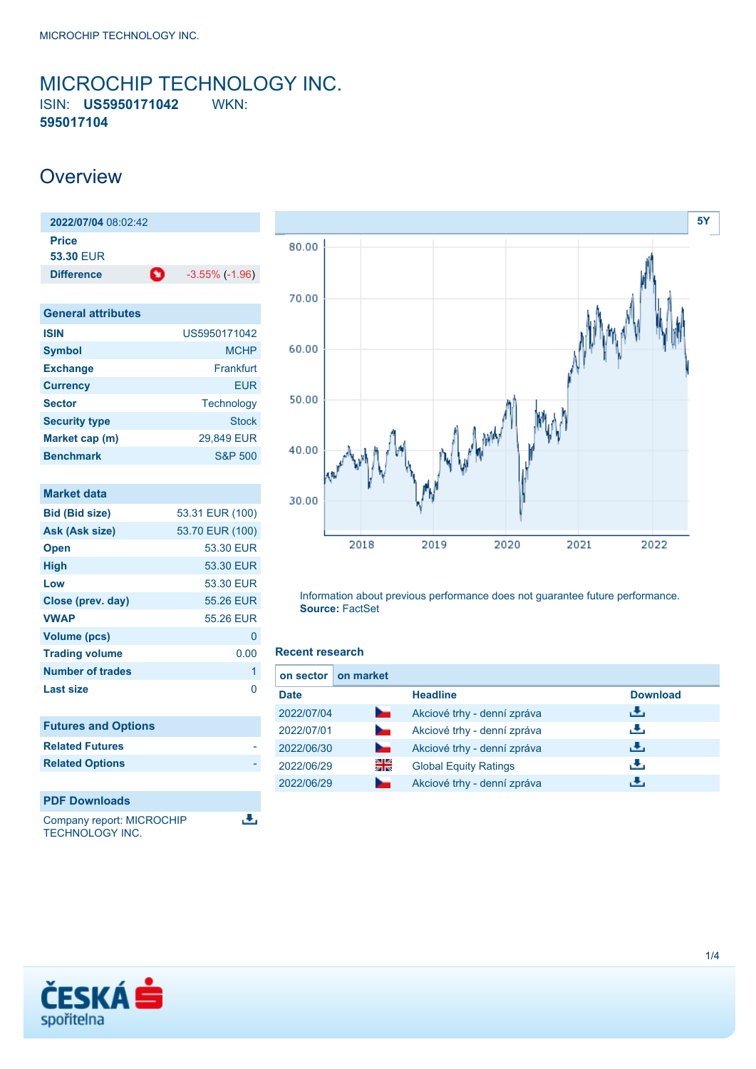# MICROCHIP TECHNOLOGY INC.

ISIN: **US5950171042** WKN: **595017104**

## Overview

| | |
|---|---|
| **2022/07/04** 08:02:42 | |
| **Price** 53.30 EUR | |
| **Difference** | -3.55% (-1.96) |

| General attributes | |
|---|---|
| **ISIN** | US5950171042 |
| **Symbol** | MCHP |
| **Exchange** | Frankfurt |
| **Currency** | EUR |
| **Sector** | Technology |
| **Security type** | Stock |
| **Market cap (m)** | 29,849 EUR |
| **Benchmark** | S&P 500 |

| Market data | |
|---|---|
| **Bid (Bid size)** | 53.31 EUR (100) |
| **Ask (Ask size)** | 53.70 EUR (100) |
| **Open** | 53.30 EUR |
| **High** | 53.30 EUR |
| **Low** | 53.30 EUR |
| **Close (prev. day)** | 55.26 EUR |
| **VWAP** | 55.26 EUR |
| **Volume (pcs)** | 0 |
| **Trading volume** | 0.00 |
| **Number of trades** | 1 |
| **Last size** | 0 |

| Futures and Options | |
|---|---|
| **Related Futures** | - |
| **Related Options** | - |

**PDF Downloads**

Company report: MICROCHIP TECHNOLOGY INC.

5Y

80.00
70.00
60.00
50.00
40.00
30.00

2018 2019 2020 2021 2022

Information about previous performance does not guarantee future performance.
**Source:** FactSet

### Recent research

on sector | on market

| Date | | Headline | Download |
|---|---|---|---|
| 2022/07/04 | | Akciové trhy - denní zpráva | |
| 2022/07/01 | | Akciové trhy - denní zpráva | |
| 2022/06/30 | | Akciové trhy - denní zpráva | |
| 2022/06/29 | | Global Equity Ratings | |
| 2022/06/29 | | Akciové trhy - denní zpráva | |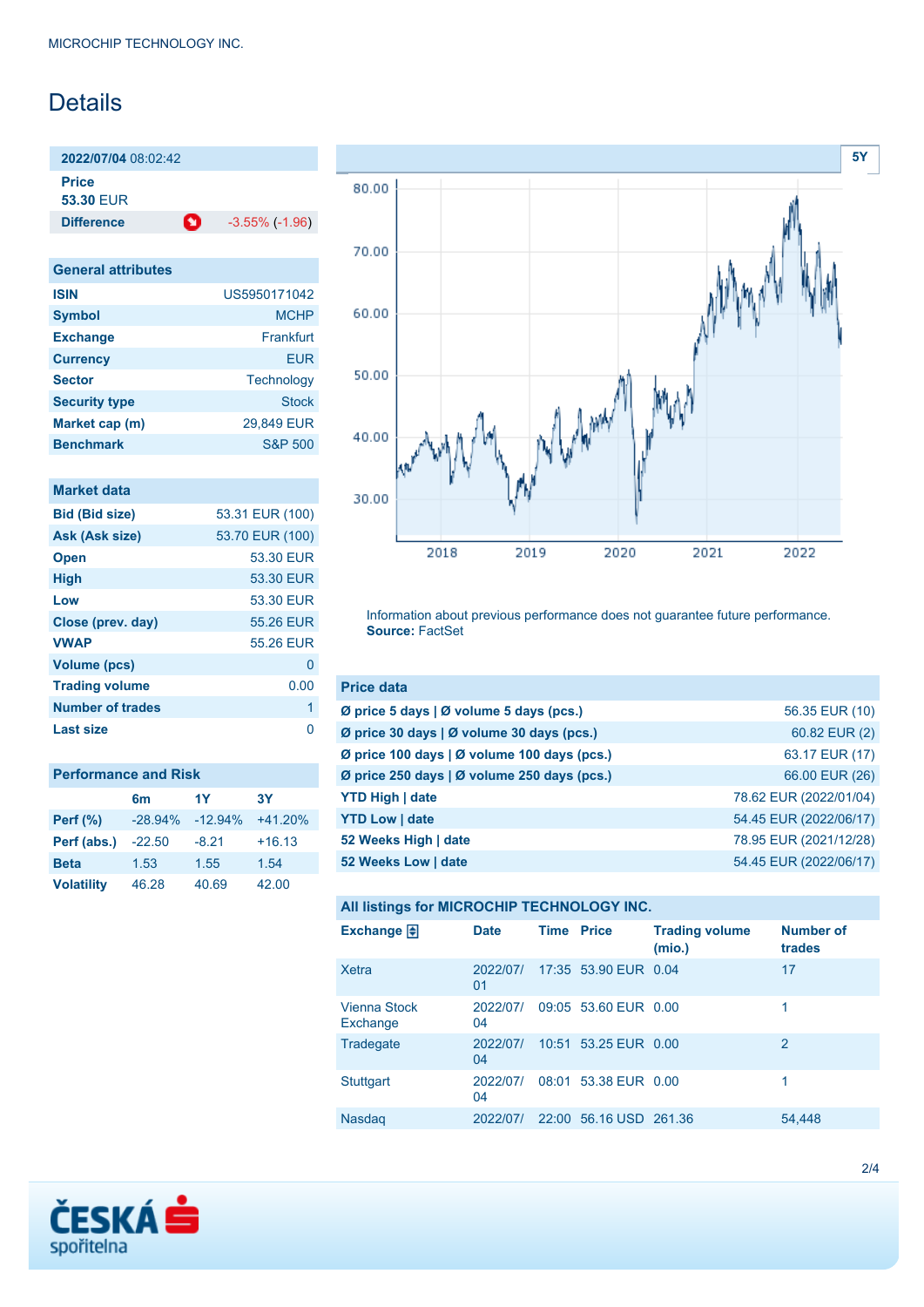# Details

| | |
|---|---|
| **2022/07/04** 08:02:42 | |
| **Price** 53.30 EUR | |
| **Difference** | -3.55% (-1.96) |

## General attributes

| | |
|---|---|
| **ISIN** | US5950171042 |
| **Symbol** | MCHP |
| **Exchange** | Frankfurt |
| **Currency** | EUR |
| **Sector** | Technology |
| **Security type** | Stock |
| **Market cap (m)** | 29,849 EUR |
| **Benchmark** | S&P 500 |

## Market data

| | |
|---|---|
| **Bid (Bid size)** | 53.31 EUR (100) |
| **Ask (Ask size)** | 53.70 EUR (100) |
| **Open** | 53.30 EUR |
| **High** | 53.30 EUR |
| **Low** | 53.30 EUR |
| **Close (prev. day)** | 55.26 EUR |
| **VWAP** | 55.26 EUR |
| **Volume (pcs)** | 0 |
| **Trading volume** | 0.00 |
| **Number of trades** | 1 |
| **Last size** | 0 |

## Performance and Risk

| | 6m | 1Y | 3Y |
|---|---|---|---|
| **Perf (%)** | -28.94% | -12.94% | +41.20% |
| **Perf (abs.)** | -22.50 | -8.21 | +16.13 |
| **Beta** | 1.53 | 1.55 | 1.54 |
| **Volatility** | 46.28 | 40.69 | 42.00 |

5Y

80.00
70.00
60.00
50.00
40.00
30.00

2018
2019
2020
2021
2022

Information about previous performance does not guarantee future performance.
**Source:** FactSet

## Price data

| | |
|---|---|
| **Ø price 5 days \| Ø volume 5 days (pcs.)** | 56.35 EUR (10) |
| **Ø price 30 days \| Ø volume 30 days (pcs.)** | 60.82 EUR (2) |
| **Ø price 100 days \| Ø volume 100 days (pcs.)** | 63.17 EUR (17) |
| **Ø price 250 days \| Ø volume 250 days (pcs.)** | 66.00 EUR (26) |
| **YTD High \| date** | 78.62 EUR (2022/01/04) |
| **YTD Low \| date** | 54.45 EUR (2022/06/17) |
| **52 Weeks High \| date** | 78.95 EUR (2021/12/28) |
| **52 Weeks Low \| date** | 54.45 EUR (2022/06/17) |

## All listings for MICROCHIP TECHNOLOGY INC.

| Exchange | Date | Time | Price | Trading volume (mio.) | Number of trades |
|---|---|---|---|---|---|
| Xetra | 2022/07/01 | 17:35 | 53.90 EUR | 0.04 | 17 |
| Vienna Stock Exchange | 2022/07/04 | 09:05 | 53.60 EUR | 0.00 | 1 |
| Tradegate | 2022/07/04 | 10:51 | 53.25 EUR | 0.00 | 2 |
| Stuttgart | 2022/07/04 | 08:01 | 53.38 EUR | 0.00 | 1 |
| Nasdaq | 2022/07/ | 22:00 | 56.16 USD | 261.36 | 54,448 |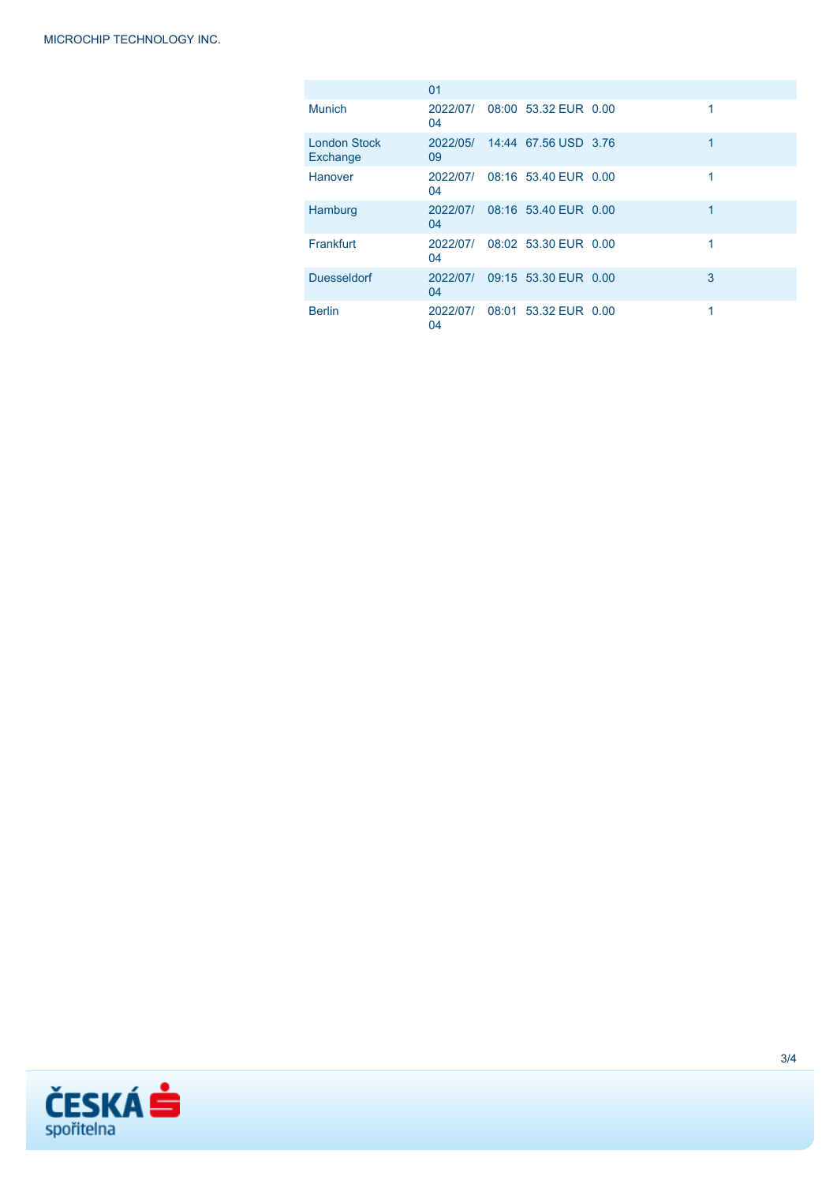| | | | | | | |
|---|---|---|---|---|---|---|
| | 01 | | | | | |
| Munich | 2022/07/04 | 08:00 | 53.32 EUR | 0.00 | | 1 |
| London Stock Exchange | 2022/05/09 | 14:44 | 67.56 USD | 3.76 | | 1 |
| Hanover | 2022/07/04 | 08:16 | 53.40 EUR | 0.00 | | 1 |
| Hamburg | 2022/07/04 | 08:16 | 53.40 EUR | 0.00 | | 1 |
| Frankfurt | 2022/07/04 | 08:02 | 53.30 EUR | 0.00 | | 1 |
| Duesseldorf | 2022/07/04 | 09:15 | 53.30 EUR | 0.00 | | 3 |
| Berlin | 2022/07/04 | 08:01 | 53.32 EUR | 0.00 | | 1 |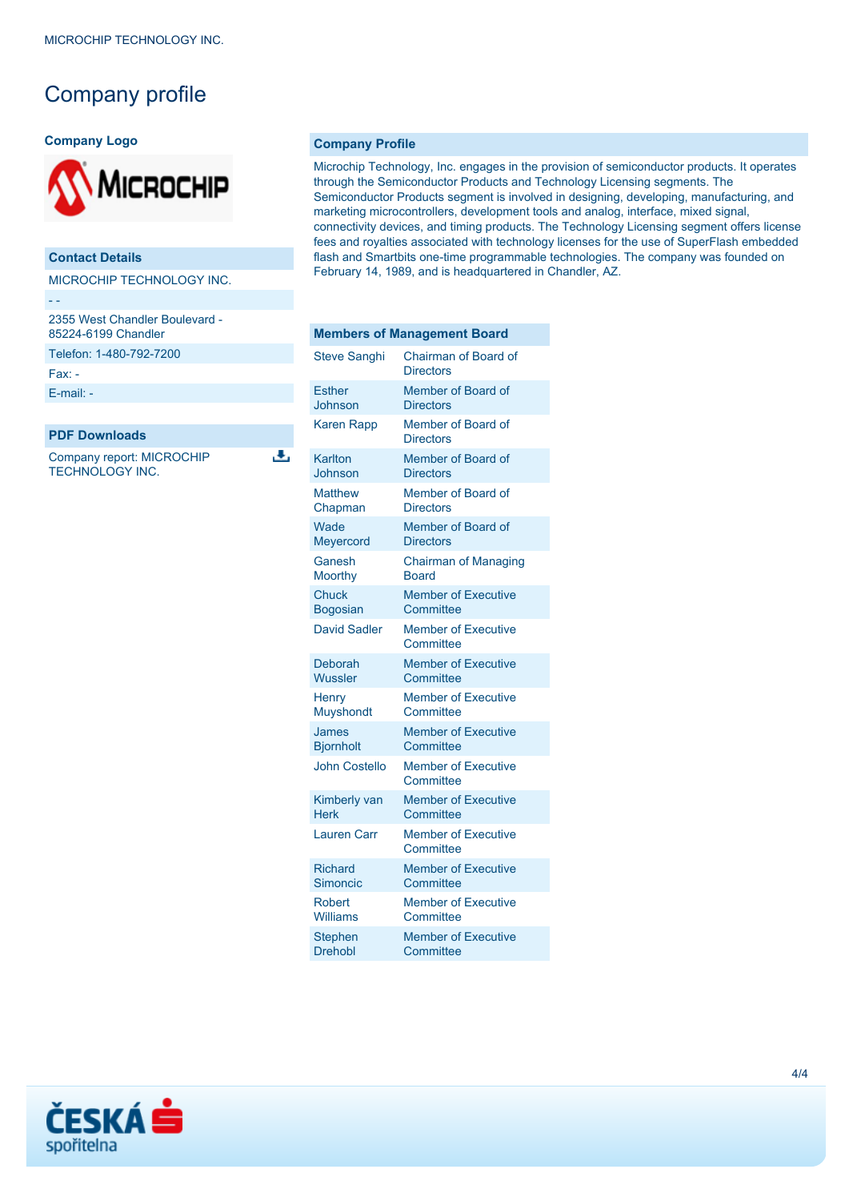# Company profile

### Company Logo

### Contact Details

MICROCHIP TECHNOLOGY INC.

- -

2355 West Chandler Boulevard - 85224-6199 Chandler

Telefon: 1-480-792-7200

Fax: -

E-mail: -

### PDF Downloads

Company report: MICROCHIP TECHNOLOGY INC.

### Company Profile

Microchip Technology, Inc. engages in the provision of semiconductor products. It operates through the Semiconductor Products and Technology Licensing segments. The Semiconductor Products segment is involved in designing, developing, manufacturing, and marketing microcontrollers, development tools and analog, interface, mixed signal, connectivity devices, and timing products. The Technology Licensing segment offers license fees and royalties associated with technology licenses for the use of SuperFlash embedded flash and Smartbits one-time programmable technologies. The company was founded on February 14, 1989, and is headquartered in Chandler, AZ.

### Members of Management Board

| | |
|---|---|
| Steve Sanghi | Chairman of Board of Directors |
| Esther Johnson | Member of Board of Directors |
| Karen Rapp | Member of Board of Directors |
| Karlton Johnson | Member of Board of Directors |
| Matthew Chapman | Member of Board of Directors |
| Wade Meyercord | Member of Board of Directors |
| Ganesh Moorthy | Chairman of Managing Board |
| Chuck Bogosian | Member of Executive Committee |
| David Sadler | Member of Executive Committee |
| Deborah Wussler | Member of Executive Committee |
| Henry Muyshondt | Member of Executive Committee |
| James Bjornholt | Member of Executive Committee |
| John Costello | Member of Executive Committee |
| Kimberly van Herk | Member of Executive Committee |
| Lauren Carr | Member of Executive Committee |
| Richard Simoncic | Member of Executive Committee |
| Robert Williams | Member of Executive Committee |
| Stephen Drehobl | Member of Executive Committee |